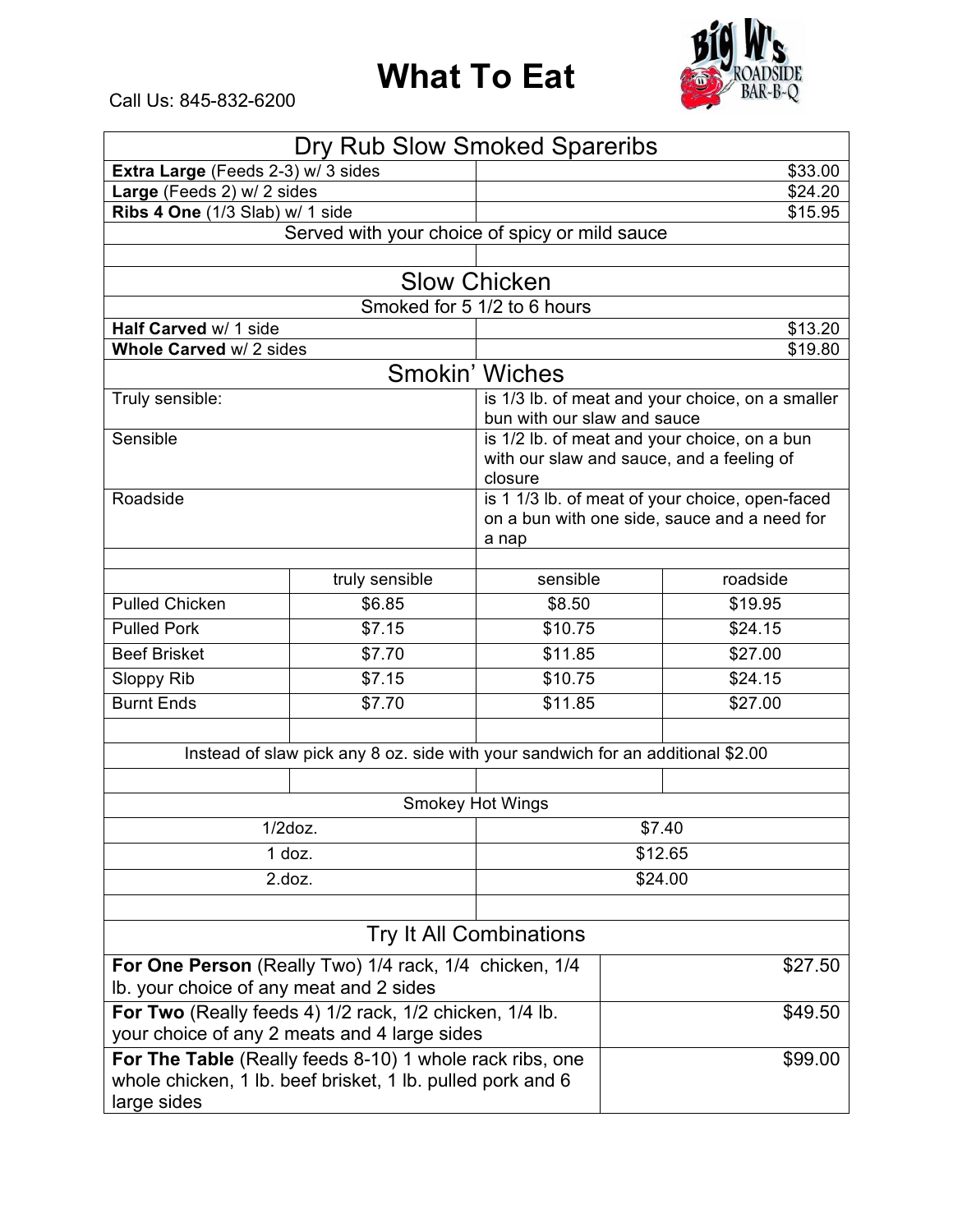# What To Eat

Call Us: 845-832-6200

## Dry Rub Slow Smoked Spareribs

| Item | Price |
|---|---|
| **Extra Large** (Feeds 2-3) w/ 3 sides | $33.00 |
| **Large** (Feeds 2) w/ 2 sides | $24.20 |
| **Ribs 4 One** (1/3 Slab) w/ 1 side | $15.95 |

Served with your choice of spicy or mild sauce

## Slow Chicken

Smoked for 5 1/2 to 6 hours

| Item | Price |
|---|---|
| **Half Carved** w/ 1 side | $13.20 |
| **Whole Carved** w/ 2 sides | $19.80 |

## Smokin' Wiches

| Size | Description |
|---|---|
| Truly sensible: | is 1/3 lb. of meat and your choice, on a smaller bun with our slaw and sauce |
| Sensible | is 1/2 lb. of meat and your choice, on a bun with our slaw and sauce, and a feeling of closure |
| Roadside | is 1 1/3 lb. of meat of your choice, open-faced on a bun with one side, sauce and a need for a nap |

| | truly sensible | sensible | roadside |
|---|---|---|---|
| Pulled Chicken | $6.85 | $8.50 | $19.95 |
| Pulled Pork | $7.15 | $10.75 | $24.15 |
| Beef Brisket | $7.70 | $11.85 | $27.00 |
| Sloppy Rib | $7.15 | $10.75 | $24.15 |
| Burnt Ends | $7.70 | $11.85 | $27.00 |

Instead of slaw pick any 8 oz. side with your sandwich for an additional $2.00

### Smokey Hot Wings

| Quantity | Price |
|---|---|
| 1/2doz. | $7.40 |
| 1 doz. | $12.65 |
| 2.doz. | $24.00 |

## Try It All Combinations

| Combination | Price |
|---|---|
| **For One Person** (Really Two) 1/4 rack, 1/4 chicken, 1/4 lb. your choice of any meat and 2 sides | $27.50 |
| **For Two** (Really feeds 4) 1/2 rack, 1/2 chicken, 1/4 lb. your choice of any 2 meats and 4 large sides | $49.50 |
| **For The Table** (Really feeds 8-10) 1 whole rack ribs, one whole chicken, 1 lb. beef brisket, 1 lb. pulled pork and 6 large sides | $99.00 |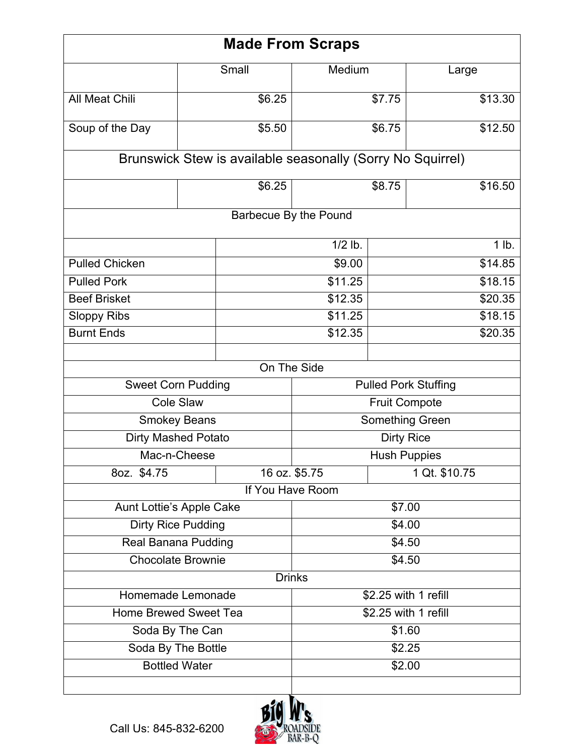## Made From Scraps

| | Small | Medium | Large |
|---|---|---|---|
| All Meat Chili | $6.25 | $7.75 | $13.30 |
| Soup of the Day | $5.50 | $6.75 | $12.50 |

Brunswick Stew is available seasonally (Sorry No Squirrel)

| | Small | Medium | Large |
|---|---|---|---|
| | $6.25 | $8.75 | $16.50 |

### Barbecue By the Pound

| | 1/2 lb. | 1 lb. |
|---|---|---|
| Pulled Chicken | $9.00 | $14.85 |
| Pulled Pork | $11.25 | $18.15 |
| Beef Brisket | $12.35 | $20.35 |
| Sloppy Ribs | $11.25 | $18.15 |
| Burnt Ends | $12.35 | $20.35 |

### On The Side

| | |
|---|---|
| Sweet Corn Pudding | Pulled Pork Stuffing |
| Cole Slaw | Fruit Compote |
| Smokey Beans | Something Green |
| Dirty Mashed Potato | Dirty Rice |
| Mac-n-Cheese | Hush Puppies |

| | | |
|---|---|---|
| 8oz. $4.75 | 16 oz. $5.75 | 1 Qt. $10.75 |

### If You Have Room

| | |
|---|---|
| Aunt Lottie's Apple Cake | $7.00 |
| Dirty Rice Pudding | $4.00 |
| Real Banana Pudding | $4.50 |
| Chocolate Brownie | $4.50 |

### Drinks

| | |
|---|---|
| Homemade Lemonade | $2.25 with 1 refill |
| Home Brewed Sweet Tea | $2.25 with 1 refill |
| Soda By The Can | $1.60 |
| Soda By The Bottle | $2.25 |
| Bottled Water | $2.00 |

Call Us: 845-832-6200

Big W's Roadside Bar-B-Q